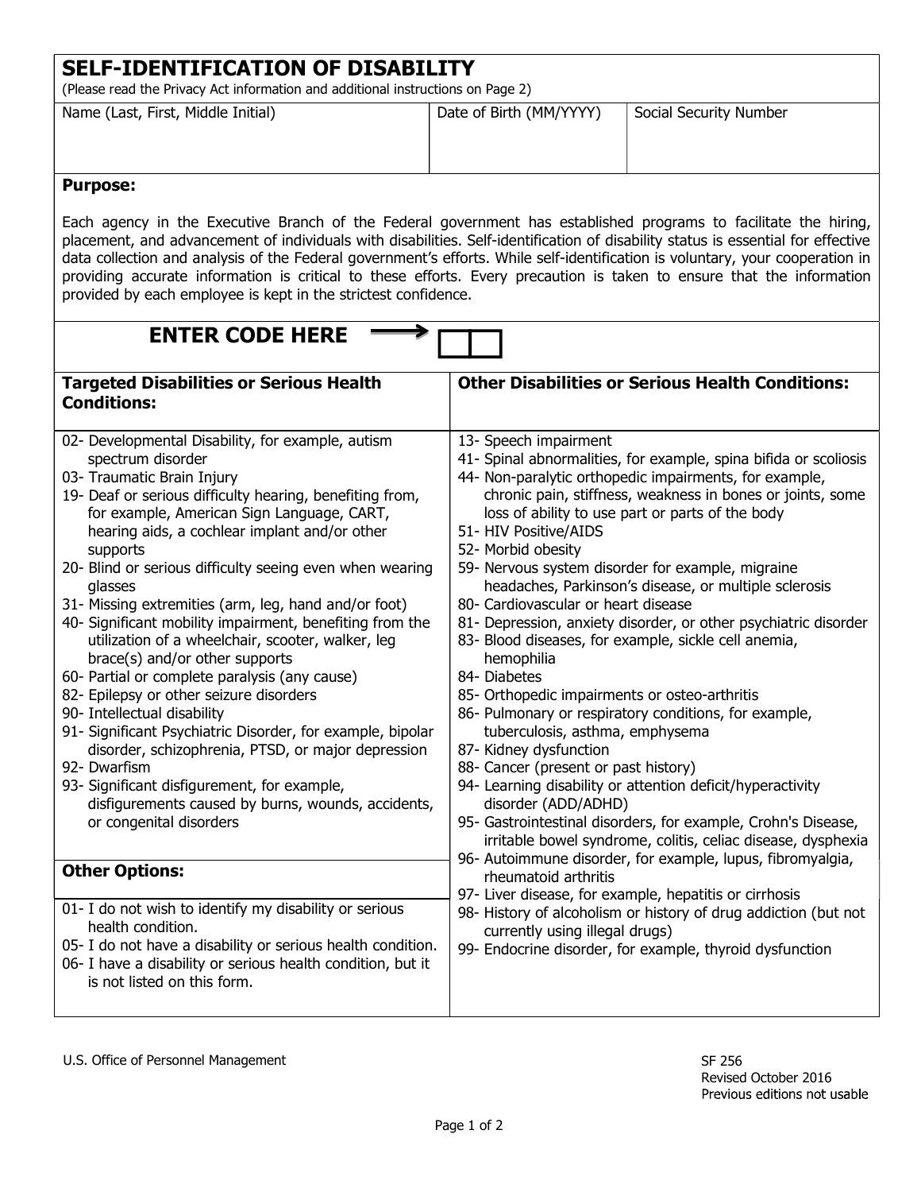# SELF-IDENTIFICATION OF DISABILITY

(Please read the Privacy Act information and additional instructions on Page 2)

| Name (Last, First, Middle Initial) | Date of Birth (MM/YYYY) | Social Security Number |
| --- | --- | --- |
| | | |

**Purpose:**

Each agency in the Executive Branch of the Federal government has established programs to facilitate the hiring, placement, and advancement of individuals with disabilities. Self-identification of disability status is essential for effective data collection and analysis of the Federal government's efforts. While self-identification is voluntary, your cooperation in providing accurate information is critical to these efforts. Every precaution is taken to ensure that the information provided by each employee is kept in the strictest confidence.

## ENTER CODE HERE → [ ][ ]

### Targeted Disabilities or Serious Health Conditions:

- 02- Developmental Disability, for example, autism spectrum disorder
- 03- Traumatic Brain Injury
- 19- Deaf or serious difficulty hearing, benefiting from, for example, American Sign Language, CART, hearing aids, a cochlear implant and/or other supports
- 20- Blind or serious difficulty seeing even when wearing glasses
- 31- Missing extremities (arm, leg, hand and/or foot)
- 40- Significant mobility impairment, benefiting from the utilization of a wheelchair, scooter, walker, leg brace(s) and/or other supports
- 60- Partial or complete paralysis (any cause)
- 82- Epilepsy or other seizure disorders
- 90- Intellectual disability
- 91- Significant Psychiatric Disorder, for example, bipolar disorder, schizophrenia, PTSD, or major depression
- 92- Dwarfism
- 93- Significant disfigurement, for example, disfigurements caused by burns, wounds, accidents, or congenital disorders

### Other Options:

- 01- I do not wish to identify my disability or serious health condition.
- 05- I do not have a disability or serious health condition.
- 06- I have a disability or serious health condition, but it is not listed on this form.

### Other Disabilities or Serious Health Conditions:

- 13- Speech impairment
- 41- Spinal abnormalities, for example, spina bifida or scoliosis
- 44- Non-paralytic orthopedic impairments, for example, chronic pain, stiffness, weakness in bones or joints, some loss of ability to use part or parts of the body
- 51- HIV Positive/AIDS
- 52- Morbid obesity
- 59- Nervous system disorder for example, migraine headaches, Parkinson's disease, or multiple sclerosis
- 80- Cardiovascular or heart disease
- 81- Depression, anxiety disorder, or other psychiatric disorder
- 83- Blood diseases, for example, sickle cell anemia, hemophilia
- 84- Diabetes
- 85- Orthopedic impairments or osteo-arthritis
- 86- Pulmonary or respiratory conditions, for example, tuberculosis, asthma, emphysema
- 87- Kidney dysfunction
- 88- Cancer (present or past history)
- 94- Learning disability or attention deficit/hyperactivity disorder (ADD/ADHD)
- 95- Gastrointestinal disorders, for example, Crohn's Disease, irritable bowel syndrome, colitis, celiac disease, dysphexia
- 96- Autoimmune disorder, for example, lupus, fibromyalgia, rheumatoid arthritis
- 97- Liver disease, for example, hepatitis or cirrhosis
- 98- History of alcoholism or history of drug addiction (but not currently using illegal drugs)
- 99- Endocrine disorder, for example, thyroid dysfunction

U.S. Office of Personnel Management

SF 256
Revised October 2016
Previous editions not usable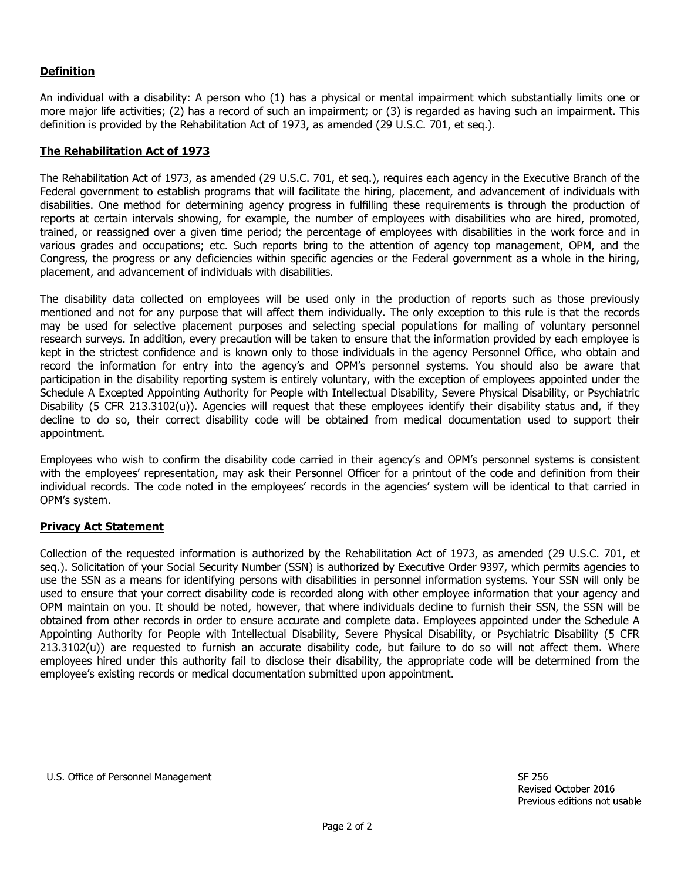## Definition

An individual with a disability: A person who (1) has a physical or mental impairment which substantially limits one or more major life activities; (2) has a record of such an impairment; or (3) is regarded as having such an impairment. This definition is provided by the Rehabilitation Act of 1973, as amended (29 U.S.C. 701, et seq.).

## The Rehabilitation Act of 1973

The Rehabilitation Act of 1973, as amended (29 U.S.C. 701, et seq.), requires each agency in the Executive Branch of the Federal government to establish programs that will facilitate the hiring, placement, and advancement of individuals with disabilities. One method for determining agency progress in fulfilling these requirements is through the production of reports at certain intervals showing, for example, the number of employees with disabilities who are hired, promoted, trained, or reassigned over a given time period; the percentage of employees with disabilities in the work force and in various grades and occupations; etc. Such reports bring to the attention of agency top management, OPM, and the Congress, the progress or any deficiencies within specific agencies or the Federal government as a whole in the hiring, placement, and advancement of individuals with disabilities.

The disability data collected on employees will be used only in the production of reports such as those previously mentioned and not for any purpose that will affect them individually. The only exception to this rule is that the records may be used for selective placement purposes and selecting special populations for mailing of voluntary personnel research surveys. In addition, every precaution will be taken to ensure that the information provided by each employee is kept in the strictest confidence and is known only to those individuals in the agency Personnel Office, who obtain and record the information for entry into the agency's and OPM's personnel systems. You should also be aware that participation in the disability reporting system is entirely voluntary, with the exception of employees appointed under the Schedule A Excepted Appointing Authority for People with Intellectual Disability, Severe Physical Disability, or Psychiatric Disability (5 CFR 213.3102(u)). Agencies will request that these employees identify their disability status and, if they decline to do so, their correct disability code will be obtained from medical documentation used to support their appointment.

Employees who wish to confirm the disability code carried in their agency's and OPM's personnel systems is consistent with the employees' representation, may ask their Personnel Officer for a printout of the code and definition from their individual records. The code noted in the employees' records in the agencies' system will be identical to that carried in OPM's system.

## Privacy Act Statement

Collection of the requested information is authorized by the Rehabilitation Act of 1973, as amended (29 U.S.C. 701, et seq.). Solicitation of your Social Security Number (SSN) is authorized by Executive Order 9397, which permits agencies to use the SSN as a means for identifying persons with disabilities in personnel information systems. Your SSN will only be used to ensure that your correct disability code is recorded along with other employee information that your agency and OPM maintain on you. It should be noted, however, that where individuals decline to furnish their SSN, the SSN will be obtained from other records in order to ensure accurate and complete data. Employees appointed under the Schedule A Appointing Authority for People with Intellectual Disability, Severe Physical Disability, or Psychiatric Disability (5 CFR 213.3102(u)) are requested to furnish an accurate disability code, but failure to do so will not affect them. Where employees hired under this authority fail to disclose their disability, the appropriate code will be determined from the employee's existing records or medical documentation submitted upon appointment.

U.S. Office of Personnel Management

SF 256
Revised October 2016
Previous editions not usable